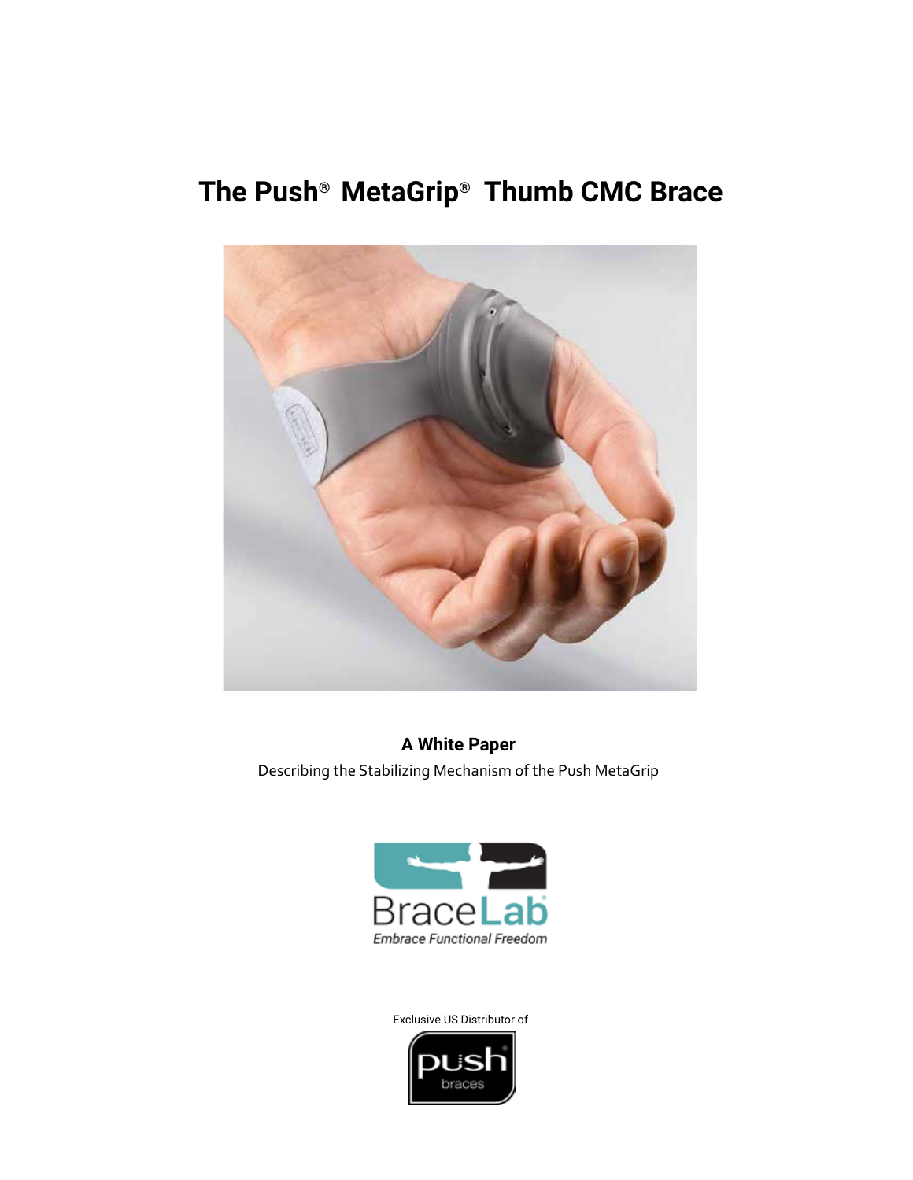# The Push® MetaGrip® Thumb CMC Brace

**A White Paper**

Describing the Stabilizing Mechanism of the Push MetaGrip

BraceLab

*Embrace Functional Freedom*

Exclusive US Distributor of

push braces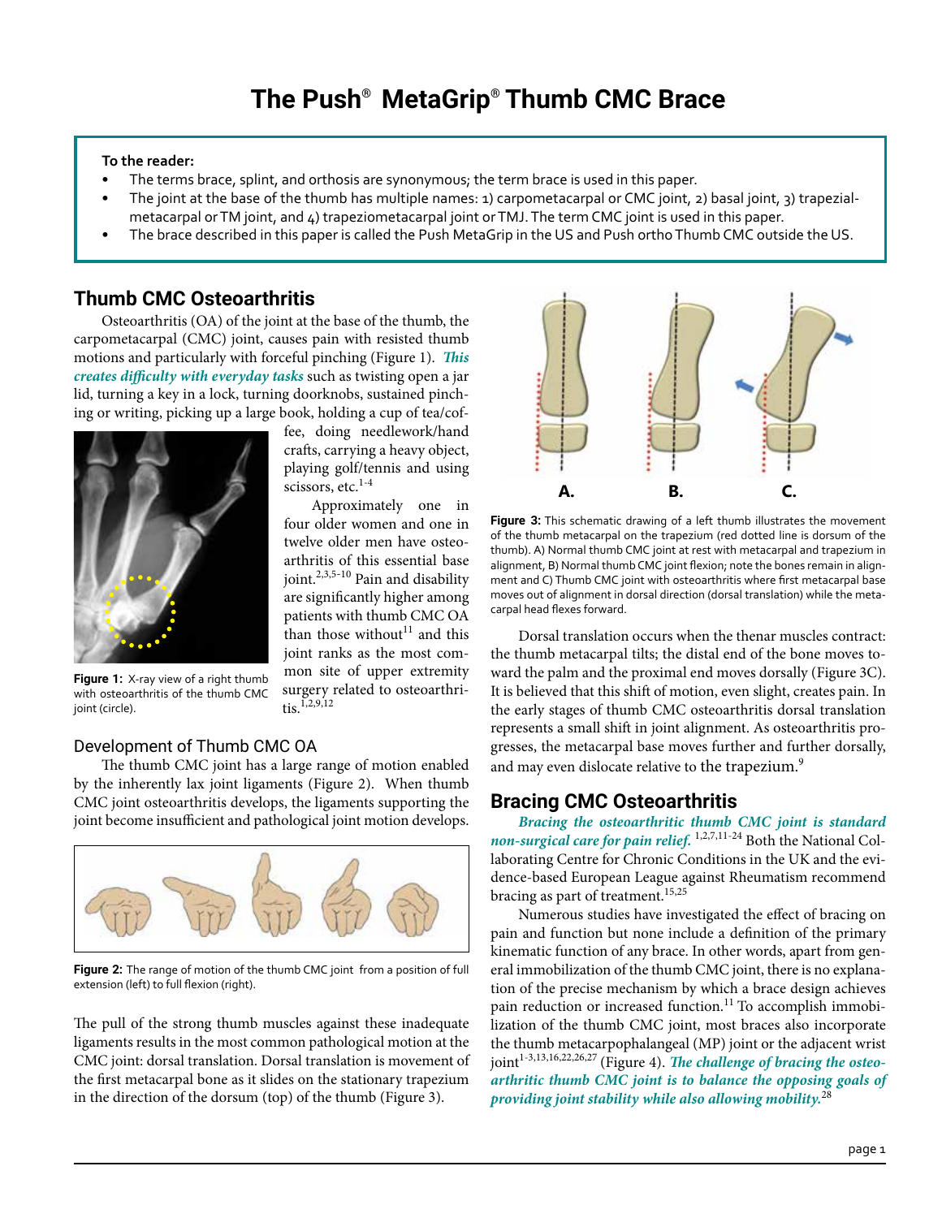# The Push® MetaGrip® Thumb CMC Brace

**To the reader:**

- The terms brace, splint, and orthosis are synonymous; the term brace is used in this paper.
- The joint at the base of the thumb has multiple names: 1) carpometacarpal or CMC joint, 2) basal joint, 3) trapezial-metacarpal or TM joint, and 4) trapeziometacarpal joint or TMJ. The term CMC joint is used in this paper.
- The brace described in this paper is called the Push MetaGrip in the US and Push ortho Thumb CMC outside the US.

## Thumb CMC Osteoarthritis

Osteoarthritis (OA) of the joint at the base of the thumb, the carpometacarpal (CMC) joint, causes pain with resisted thumb motions and particularly with forceful pinching (Figure 1). ***This creates difficulty with everyday tasks*** such as twisting open a jar lid, turning a key in a lock, turning doorknobs, sustained pinching or writing, picking up a large book, holding a cup of tea/coffee, doing needlework/hand crafts, carrying a heavy object, playing golf/tennis and using scissors, etc.[1-4]

**Figure 1:** X-ray view of a right thumb with osteoarthritis of the thumb CMC joint (circle).

Approximately one in four older women and one in twelve older men have osteoarthritis of this essential base joint.[2,3,5-10] Pain and disability are significantly higher among patients with thumb CMC OA than those without[11] and this joint ranks as the most common site of upper extremity surgery related to osteoarthritis.[1,2,9,12]

### Development of Thumb CMC OA

The thumb CMC joint has a large range of motion enabled by the inherently lax joint ligaments (Figure 2). When thumb CMC joint osteoarthritis develops, the ligaments supporting the joint become insufficient and pathological joint motion develops.

**Figure 2:** The range of motion of the thumb CMC joint from a position of full extension (left) to full flexion (right).

The pull of the strong thumb muscles against these inadequate ligaments results in the most common pathological motion at the CMC joint: dorsal translation. Dorsal translation is movement of the first metacarpal bone as it slides on the stationary trapezium in the direction of the dorsum (top) of the thumb (Figure 3).

**Figure 3:** This schematic drawing of a left thumb illustrates the movement of the thumb metacarpal on the trapezium (red dotted line is dorsum of the thumb). A) Normal thumb CMC joint at rest with metacarpal and trapezium in alignment, B) Normal thumb CMC joint flexion; note the bones remain in alignment and C) Thumb CMC joint with osteoarthritis where first metacarpal base moves out of alignment in dorsal direction (dorsal translation) while the metacarpal head flexes forward.

Dorsal translation occurs when the thenar muscles contract: the thumb metacarpal tilts; the distal end of the bone moves toward the palm and the proximal end moves dorsally (Figure 3C). It is believed that this shift of motion, even slight, creates pain. In the early stages of thumb CMC osteoarthritis dorsal translation represents a small shift in joint alignment. As osteoarthritis progresses, the metacarpal base moves further and further dorsally, and may even dislocate relative to the trapezium.[9]

## Bracing CMC Osteoarthritis

***Bracing the osteoarthritic thumb CMC joint is standard non-surgical care for pain relief.*** [1,2,7,11-24] Both the National Collaborating Centre for Chronic Conditions in the UK and the evidence-based European League against Rheumatism recommend bracing as part of treatment.[15,25]

Numerous studies have investigated the effect of bracing on pain and function but none include a definition of the primary kinematic function of any brace. In other words, apart from general immobilization of the thumb CMC joint, there is no explanation of the precise mechanism by which a brace design achieves pain reduction or increased function.[11] To accomplish immobilization of the thumb CMC joint, most braces also incorporate the thumb metacarpophalangeal (MP) joint or the adjacent wrist joint[1-3,13,16,22,26,27] (Figure 4). ***The challenge of bracing the osteoarthritic thumb CMC joint is to balance the opposing goals of providing joint stability while also allowing mobility.***[28]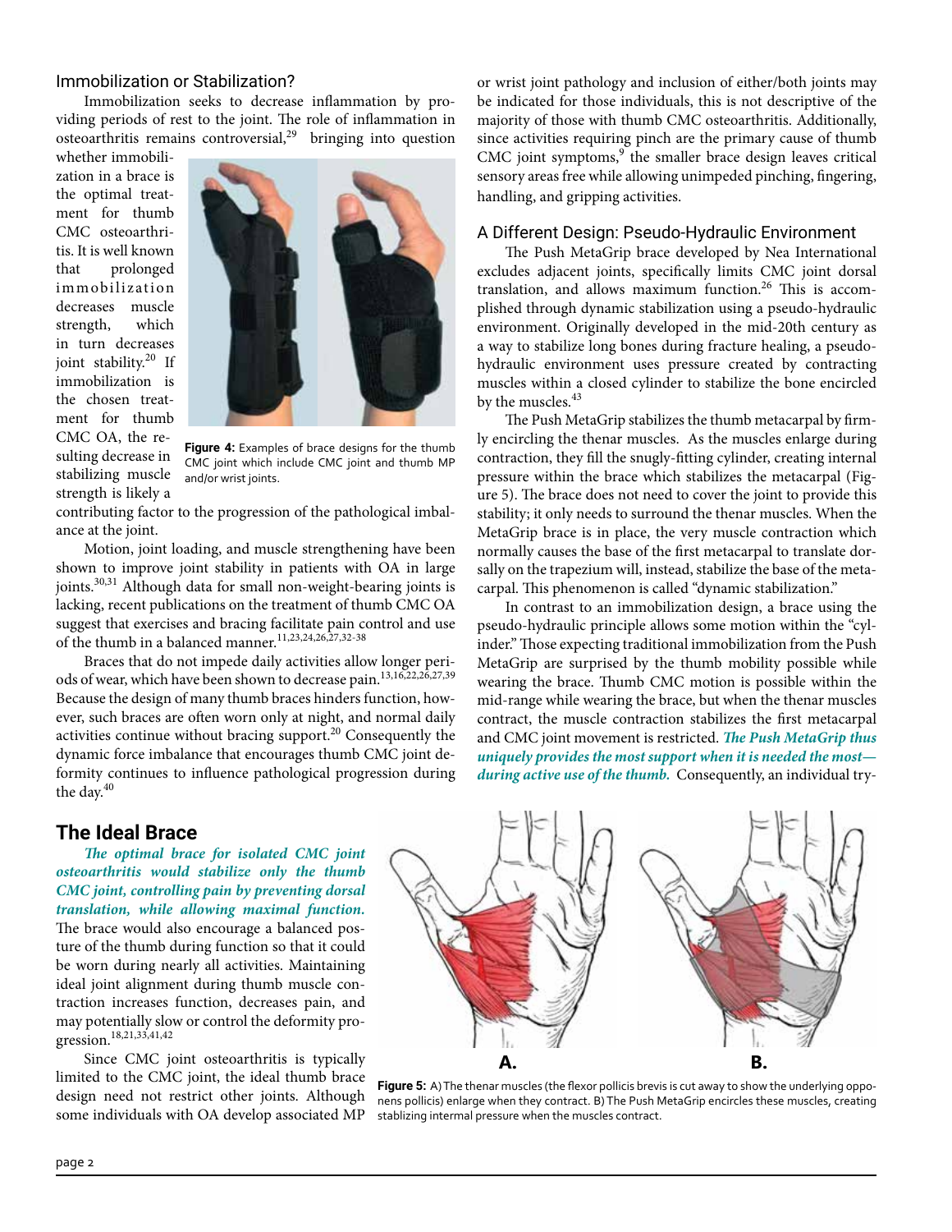## Immobilization or Stabilization?

Immobilization seeks to decrease inflammation by providing periods of rest to the joint. The role of inflammation in osteoarthritis remains controversial,[29] bringing into question whether immobilization in a brace is the optimal treatment for thumb CMC osteoarthritis. It is well known that prolonged immobilization decreases muscle strength, which in turn decreases joint stability.[20] If immobilization is the chosen treatment for thumb CMC OA, the resulting decrease in stabilizing muscle strength is likely a contributing factor to the progression of the pathological imbalance at the joint.

**Figure 4:** Examples of brace designs for the thumb CMC joint which include CMC joint and thumb MP and/or wrist joints.

Motion, joint loading, and muscle strengthening have been shown to improve joint stability in patients with OA in large joints.[30,31] Although data for small non-weight-bearing joints is lacking, recent publications on the treatment of thumb CMC OA suggest that exercises and bracing facilitate pain control and use of the thumb in a balanced manner.[11,23,24,26,27,32-38]

Braces that do not impede daily activities allow longer periods of wear, which have been shown to decrease pain.[13,16,22,26,27,39] Because the design of many thumb braces hinders function, however, such braces are often worn only at night, and normal daily activities continue without bracing support.[20] Consequently the dynamic force imbalance that encourages thumb CMC joint deformity continues to influence pathological progression during the day.[40]

## The Ideal Brace

***The optimal brace for isolated CMC joint osteoarthritis would stabilize only the thumb CMC joint, controlling pain by preventing dorsal translation, while allowing maximal function.*** The brace would also encourage a balanced posture of the thumb during function so that it could be worn during nearly all activities. Maintaining ideal joint alignment during thumb muscle contraction increases function, decreases pain, and may potentially slow or control the deformity progression.[18,21,33,41,42]

Since CMC joint osteoarthritis is typically limited to the CMC joint, the ideal thumb brace design need not restrict other joints. Although some individuals with OA develop associated MP or wrist joint pathology and inclusion of either/both joints may be indicated for those individuals, this is not descriptive of the majority of those with thumb CMC osteoarthritis. Additionally, since activities requiring pinch are the primary cause of thumb CMC joint symptoms,[9] the smaller brace design leaves critical sensory areas free while allowing unimpeded pinching, fingering, handling, and gripping activities.

## A Different Design: Pseudo-Hydraulic Environment

The Push MetaGrip brace developed by Nea International excludes adjacent joints, specifically limits CMC joint dorsal translation, and allows maximum function.[26] This is accomplished through dynamic stabilization using a pseudo-hydraulic environment. Originally developed in the mid-20th century as a way to stabilize long bones during fracture healing, a pseudo-hydraulic environment uses pressure created by contracting muscles within a closed cylinder to stabilize the bone encircled by the muscles.[43]

The Push MetaGrip stabilizes the thumb metacarpal by firmly encircling the thenar muscles. As the muscles enlarge during contraction, they fill the snugly-fitting cylinder, creating internal pressure within the brace which stabilizes the metacarpal (Figure 5). The brace does not need to cover the joint to provide this stability; it only needs to surround the thenar muscles. When the MetaGrip brace is in place, the very muscle contraction which normally causes the base of the first metacarpal to translate dorsally on the trapezium will, instead, stabilize the base of the metacarpal. This phenomenon is called "dynamic stabilization."

In contrast to an immobilization design, a brace using the pseudo-hydraulic principle allows some motion within the "cylinder." Those expecting traditional immobilization from the Push MetaGrip are surprised by the thumb mobility possible while wearing the brace. Thumb CMC motion is possible within the mid-range while wearing the brace, but when the thenar muscles contract, the muscle contraction stabilizes the first metacarpal and CMC joint movement is restricted. ***The Push MetaGrip thus uniquely provides the most support when it is needed the most—during active use of the thumb.*** Consequently, an individual try-

A. B.

**Figure 5:** A) The thenar muscles (the flexor pollicis brevis is cut away to show the underlying opponens pollicis) enlarge when they contract. B) The Push MetaGrip encircles these muscles, creating stablizing internal pressure when the muscles contract.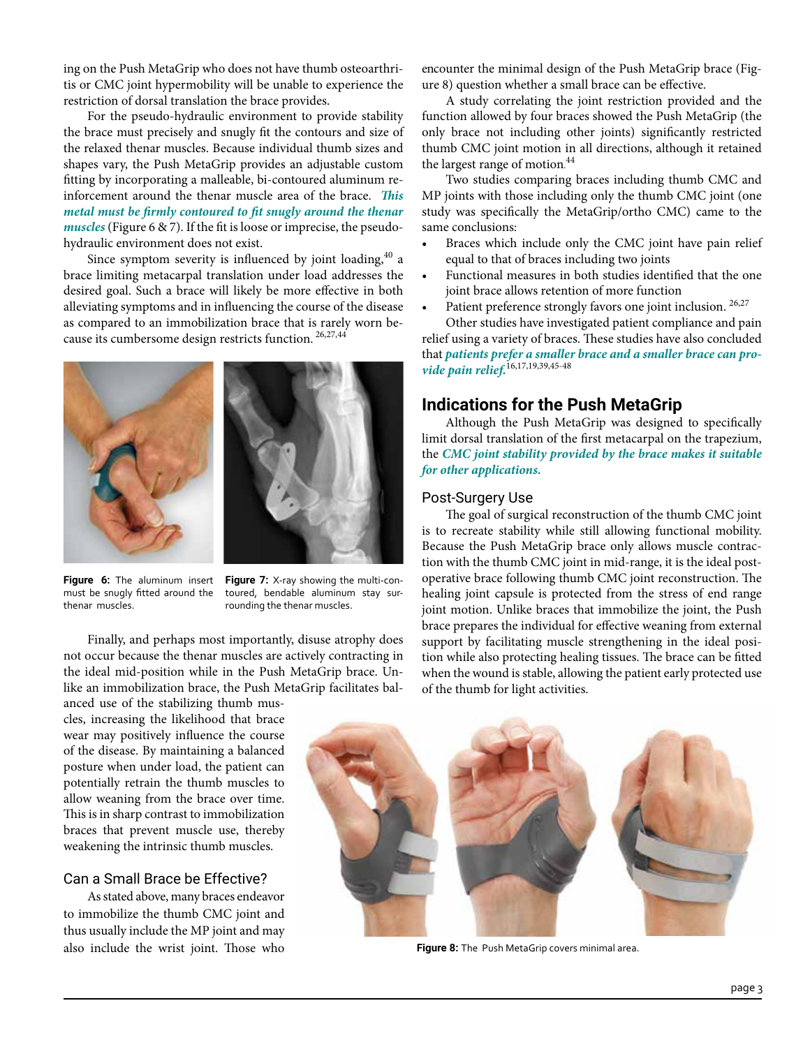ing on the Push MetaGrip who does not have thumb osteoarthritis or CMC joint hypermobility will be unable to experience the restriction of dorsal translation the brace provides.

For the pseudo-hydraulic environment to provide stability the brace must precisely and snugly fit the contours and size of the relaxed thenar muscles. Because individual thumb sizes and shapes vary, the Push MetaGrip provides an adjustable custom fitting by incorporating a malleable, bi-contoured aluminum reinforcement around the thenar muscle area of the brace. ***This metal must be firmly contoured to fit snugly around the thenar muscles*** (Figure 6 & 7). If the fit is loose or imprecise, the pseudo-hydraulic environment does not exist.

Since symptom severity is influenced by joint loading,[40] a brace limiting metacarpal translation under load addresses the desired goal. Such a brace will likely be more effective in both alleviating symptoms and in influencing the course of the disease as compared to an immobilization brace that is rarely worn because its cumbersome design restricts function.[26,27,44]

**Figure 6:** The aluminum insert must be snugly fitted around the thenar muscles.

**Figure 7:** X-ray showing the multi-contoured, bendable aluminum stay surrounding the thenar muscles.

Finally, and perhaps most importantly, disuse atrophy does not occur because the thenar muscles are actively contracting in the ideal mid-position while in the Push MetaGrip brace. Unlike an immobilization brace, the Push MetaGrip facilitates balanced use of the stabilizing thumb muscles, increasing the likelihood that brace wear may positively influence the course of the disease. By maintaining a balanced posture when under load, the patient can potentially retrain the thumb muscles to allow weaning from the brace over time. This is in sharp contrast to immobilization braces that prevent muscle use, thereby weakening the intrinsic thumb muscles.

### Can a Small Brace be Effective?

As stated above, many braces endeavor to immobilize the thumb CMC joint and thus usually include the MP joint and may also include the wrist joint. Those who encounter the minimal design of the Push MetaGrip brace (Figure 8) question whether a small brace can be effective.

A study correlating the joint restriction provided and the function allowed by four braces showed the Push MetaGrip (the only brace not including other joints) significantly restricted thumb CMC joint motion in all directions, although it retained the largest range of motion.[44]

Two studies comparing braces including thumb CMC and MP joints with those including only the thumb CMC joint (one study was specifically the MetaGrip/ortho CMC) came to the same conclusions:

- Braces which include only the CMC joint have pain relief equal to that of braces including two joints
- Functional measures in both studies identified that the one joint brace allows retention of more function
- Patient preference strongly favors one joint inclusion.[26,27]

Other studies have investigated patient compliance and pain relief using a variety of braces. These studies have also concluded that ***patients prefer a smaller brace and a smaller brace can provide pain relief.***[16,17,19,39,45-48]

## Indications for the Push MetaGrip

Although the Push MetaGrip was designed to specifically limit dorsal translation of the first metacarpal on the trapezium, the ***CMC joint stability provided by the brace makes it suitable for other applications.***

### Post-Surgery Use

The goal of surgical reconstruction of the thumb CMC joint is to recreate stability while still allowing functional mobility. Because the Push MetaGrip brace only allows muscle contraction with the thumb CMC joint in mid-range, it is the ideal post-operative brace following thumb CMC joint reconstruction. The healing joint capsule is protected from the stress of end range joint motion. Unlike braces that immobilize the joint, the Push brace prepares the individual for effective weaning from external support by facilitating muscle strengthening in the ideal position while also protecting healing tissues. The brace can be fitted when the wound is stable, allowing the patient early protected use of the thumb for light activities.

**Figure 8:** The Push MetaGrip covers minimal area.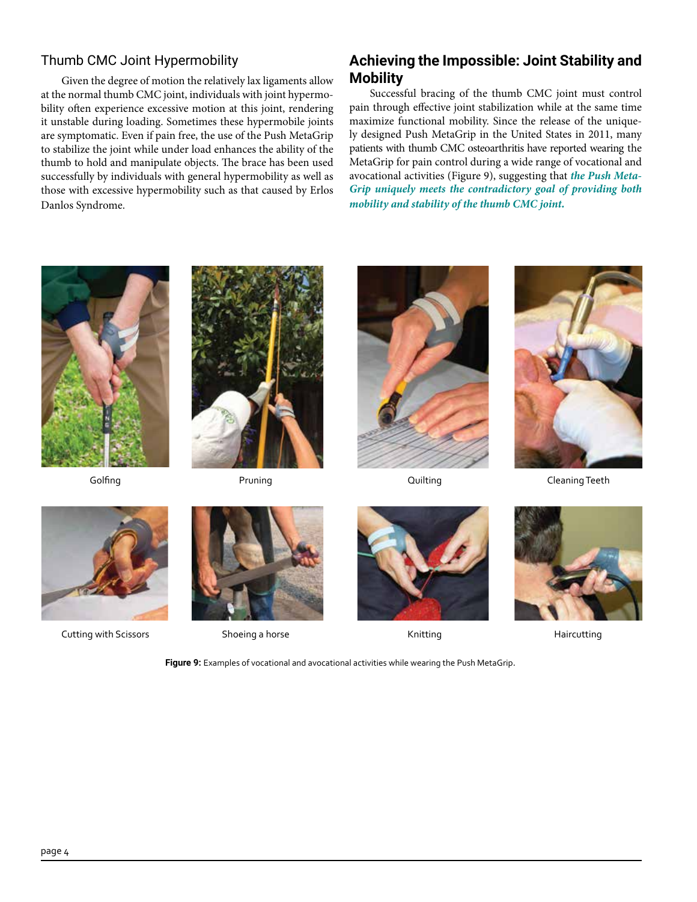## Thumb CMC Joint Hypermobility

Given the degree of motion the relatively lax ligaments allow at the normal thumb CMC joint, individuals with joint hypermobility often experience excessive motion at this joint, rendering it unstable during loading. Sometimes these hypermobile joints are symptomatic. Even if pain free, the use of the Push MetaGrip to stabilize the joint while under load enhances the ability of the thumb to hold and manipulate objects. The brace has been used successfully by individuals with general hypermobility as well as those with excessive hypermobility such as that caused by Erlos Danlos Syndrome.

## Achieving the Impossible: Joint Stability and Mobility

Successful bracing of the thumb CMC joint must control pain through effective joint stabilization while at the same time maximize functional mobility. Since the release of the uniquely designed Push MetaGrip in the United States in 2011, many patients with thumb CMC osteoarthritis have reported wearing the MetaGrip for pain control during a wide range of vocational and avocational activities (Figure 9), suggesting that ***the Push MetaGrip uniquely meets the contradictory goal of providing both mobility and stability of the thumb CMC joint.***

Golfing

Pruning

Quilting

Cleaning Teeth

Cutting with Scissors

Shoeing a horse

Knitting

Haircutting

**Figure 9:** Examples of vocational and avocational activities while wearing the Push MetaGrip.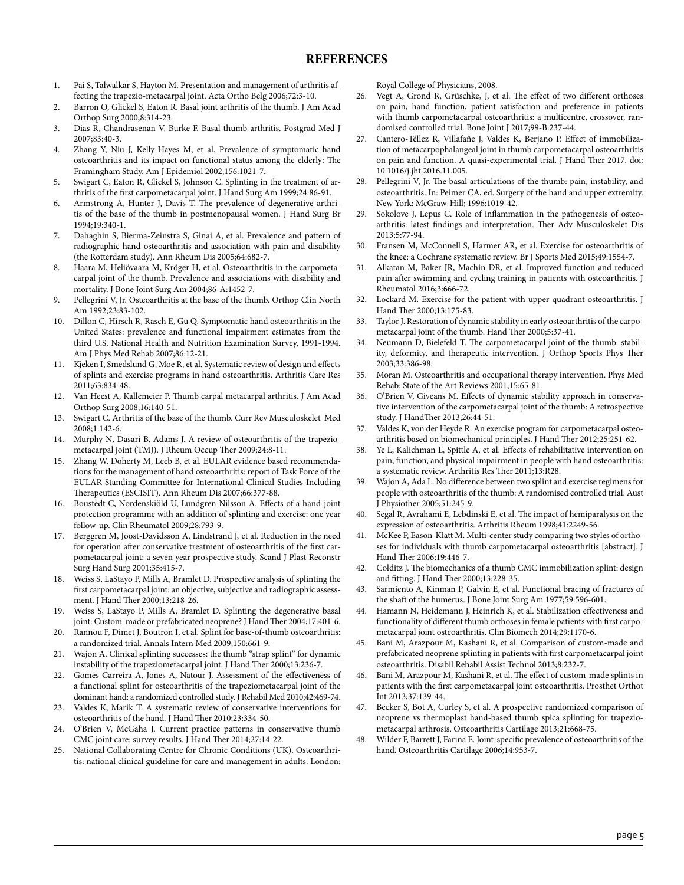## REFERENCES

1. Pai S, Talwalkar S, Hayton M. Presentation and management of arthritis affecting the trapezio-metacarpal joint. Acta Ortho Belg 2006;72:3-10.
2. Barron O, Glickel S, Eaton R. Basal joint arthritis of the thumb. J Am Acad Orthop Surg 2000;8:314-23.
3. Dias R, Chandrasenan V, Burke F. Basal thumb arthritis. Postgrad Med J 2007;83:40-3.
4. Zhang Y, Niu J, Kelly-Hayes M, et al. Prevalence of symptomatic hand osteoarthritis and its impact on functional status among the elderly: The Framingham Study. Am J Epidemiol 2002;156:1021-7.
5. Swigart C, Eaton R, Glickel S, Johnson C. Splinting in the treatment of arthritis of the first carpometacarpal joint. J Hand Surg Am 1999;24:86-91.
6. Armstrong A, Hunter J, Davis T. The prevalence of degenerative arthritis of the base of the thumb in postmenopausal women. J Hand Surg Br 1994;19:340-1.
7. Dahaghin S, Bierma-Zeinstra S, Ginai A, et al. Prevalence and pattern of radiographic hand osteoarthritis and association with pain and disability (the Rotterdam study). Ann Rheum Dis 2005;64:682-7.
8. Haara M, Heliövaara M, Kröger H, et al. Osteoarthritis in the carpometacarpal joint of the thumb. Prevalence and associations with disability and mortality. J Bone Joint Surg Am 2004;86-A:1452-7.
9. Pellegrini V, Jr. Osteoarthritis at the base of the thumb. Orthop Clin North Am 1992;23:83-102.
10. Dillon C, Hirsch R, Rasch E, Gu Q. Symptomatic hand osteoarthritis in the United States: prevalence and functional impairment estimates from the third U.S. National Health and Nutrition Examination Survey, 1991-1994. Am J Phys Med Rehab 2007;86:12-21.
11. Kjeken I, Smedslund G, Moe R, et al. Systematic review of design and effects of splints and exercise programs in hand osteoarthritis. Arthritis Care Res 2011;63:834-48.
12. Van Heest A, Kallemeier P. Thumb carpal metacarpal arthritis. J Am Acad Orthop Surg 2008;16:140-51.
13. Swigart C. Arthritis of the base of the thumb. Curr Rev Musculoskelet Med 2008;1:142-6.
14. Murphy N, Dasari B, Adams J. A review of osteoarthritis of the trapeziometacarpal joint (TMJ). J Rheum Occup Ther 2009;24:8-11.
15. Zhang W, Doherty M, Leeb B, et al. EULAR evidence based recommendations for the management of hand osteoarthritis: report of Task Force of the EULAR Standing Committee for International Clinical Studies Including Therapeutics (ESCISIT). Ann Rheum Dis 2007;66:377-88.
16. Boustedt C, Nordenskiöld U, Lundgren Nilsson A. Effects of a hand-joint protection programme with an addition of splinting and exercise: one year follow-up. Clin Rheumatol 2009;28:793-9.
17. Berggren M, Joost-Davidsson A, Lindstrand J, et al. Reduction in the need for operation after conservative treatment of osteoarthritis of the first carpometacarpal joint: a seven year prospective study. Scand J Plast Reconstr Surg Hand Surg 2001;35:415-7.
18. Weiss S, LaStayo P, Mills A, Bramlet D. Prospective analysis of splinting the first carpometacarpal joint: an objective, subjective and radiographic assessment. J Hand Ther 2000;13:218-26.
19. Weiss S, LaStayo P, Mills A, Bramlet D. Splinting the degenerative basal joint: Custom-made or prefabricated neoprene? J Hand Ther 2004;17:401-6.
20. Rannou F, Dimet J, Boutron I, et al. Splint for base-of-thumb osteoarthritis: a randomized trial. Annals Intern Med 2009;150:661-9.
21. Wajon A. Clinical splinting successes: the thumb "strap splint" for dynamic instability of the trapeziometacarpal joint. J Hand Ther 2000;13:236-7.
22. Gomes Carreira A, Jones A, Natour J. Assessment of the effectiveness of a functional splint for osteoarthritis of the trapeziometacarpal joint of the dominant hand: a randomized controlled study. J Rehabil Med 2010;42:469-74.
23. Valdes K, Marik T. A systematic review of conservative interventions for osteoarthritis of the hand. J Hand Ther 2010;23:334-50.
24. O'Brien V, McGaha J. Current practice patterns in conservative thumb CMC joint care: survey results. J Hand Ther 2014;27:14-22.
25. National Collaborating Centre for Chronic Conditions (UK). Osteoarthritis: national clinical guideline for care and management in adults. London: Royal College of Physicians, 2008.
26. Vegt A, Grond R, Grüschke, J, et al. The effect of two different orthoses on pain, hand function, patient satisfaction and preference in patients with thumb carpometacarpal osteoarthritis: a multicentre, crossover, randomised controlled trial. Bone Joint J 2017;99-B:237-44.
27. Cantero-Téllez R, Villafañe J, Valdes K, Berjano P. Effect of immobilization of metacarpophalangeal joint in thumb carpometacarpal osteoarthritis on pain and function. A quasi-experimental trial. J Hand Ther 2017. doi: 10.1016/j.jht.2016.11.005.
28. Pellegrini V, Jr. The basal articulations of the thumb: pain, instability, and osteoarthritis. In: Peimer CA, ed. Surgery of the hand and upper extremity. New York: McGraw-Hill; 1996:1019-42.
29. Sokolove J, Lepus C. Role of inflammation in the pathogenesis of osteoarthritis: latest findings and interpretation. Ther Adv Musculoskelet Dis 2013;5:77-94.
30. Fransen M, McConnell S, Harmer AR, et al. Exercise for osteoarthritis of the knee: a Cochrane systematic review. Br J Sports Med 2015;49:1554-7.
31. Alkatan M, Baker JR, Machin DR, et al. Improved function and reduced pain after swimming and cycling training in patients with osteoarthritis. J Rheumatol 2016;3:666-72.
32. Lockard M. Exercise for the patient with upper quadrant osteoarthritis. J Hand Ther 2000;13:175-83.
33. Taylor J. Restoration of dynamic stability in early osteoarthritis of the carpometacarpal joint of the thumb. Hand Ther 2000;5:37-41.
34. Neumann D, Bielefeld T. The carpometacarpal joint of the thumb: stability, deformity, and therapeutic intervention. J Orthop Sports Phys Ther 2003;33:386-98.
35. Moran M. Osteoarthritis and occupational therapy intervention. Phys Med Rehab: State of the Art Reviews 2001;15:65-81.
36. O'Brien V, Giveans M. Effects of dynamic stability approach in conservative intervention of the carpometacarpal joint of the thumb: A retrospective study. J HandTher 2013;26:44-51.
37. Valdes K, von der Heyde R. An exercise program for carpometacarpal osteoarthritis based on biomechanical principles. J Hand Ther 2012;25:251-62.
38. Ye L, Kalichman L, Spittle A, et al. Effects of rehabilitative intervention on pain, function, and physical impairment in people with hand osteoarthritis: a systematic review. Arthritis Res Ther 2011;13:R28.
39. Wajon A, Ada L. No difference between two splint and exercise regimens for people with osteoarthritis of the thumb: A randomised controlled trial. Aust J Physiother 2005;51:245-9.
40. Segal R, Avrahami E, Lebdinski E, et al. The impact of hemiparalysis on the expression of osteoarthritis. Arthritis Rheum 1998;41:2249-56.
41. McKee P, Eason-Klatt M. Multi-center study comparing two styles of orthoses for individuals with thumb carpometacarpal osteoarthritis [abstract]. J Hand Ther 2006;19:446-7.
42. Colditz J. The biomechanics of a thumb CMC immobilization splint: design and fitting. J Hand Ther 2000;13:228-35.
43. Sarmiento A, Kinman P, Galvin E, et al. Functional bracing of fractures of the shaft of the humerus. J Bone Joint Surg Am 1977;59:596-601.
44. Hamann N, Heidemann J, Heinrich K, et al. Stabilization effectiveness and functionality of different thumb orthoses in female patients with first carpometacarpal joint osteoarthritis. Clin Biomech 2014;29:1170-6.
45. Bani M, Arazpour M, Kashani R, et al. Comparison of custom-made and prefabricated neoprene splinting in patients with first carpometacarpal joint osteoarthritis. Disabil Rehabil Assist Technol 2013;8:232-7.
46. Bani M, Arazpour M, Kashani R, et al. The effect of custom-made splints in patients with the first carpometacarpal joint osteoarthritis. Prosthet Orthot Int 2013;37:139-44.
47. Becker S, Bot A, Curley S, et al. A prospective randomized comparison of neoprene vs thermoplast hand-based thumb spica splinting for trapeziometacarpal arthrosis. Osteoarthritis Cartilage 2013;21:668-75.
48. Wilder F, Barrett J, Farina E. Joint-specific prevalence of osteoarthritis of the hand. Osteoarthritis Cartilage 2006;14:953-7.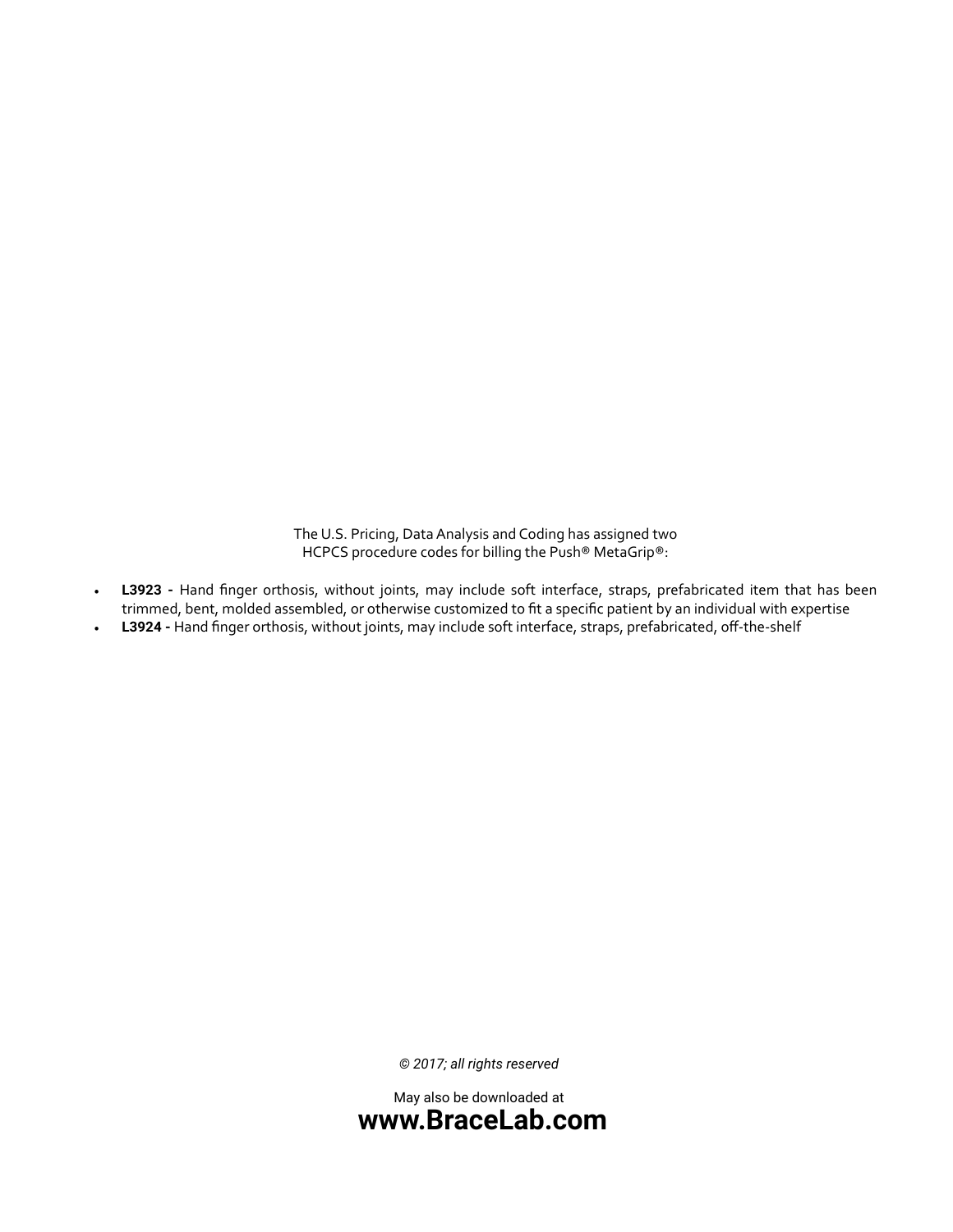The U.S. Pricing, Data Analysis and Coding has assigned two HCPCS procedure codes for billing the Push® MetaGrip®:

- **L3923 -** Hand finger orthosis, without joints, may include soft interface, straps, prefabricated item that has been trimmed, bent, molded assembled, or otherwise customized to fit a specific patient by an individual with expertise
- **L3924 -** Hand finger orthosis, without joints, may include soft interface, straps, prefabricated, off-the-shelf

*© 2017; all rights reserved*

May also be downloaded at

**www.BraceLab.com**